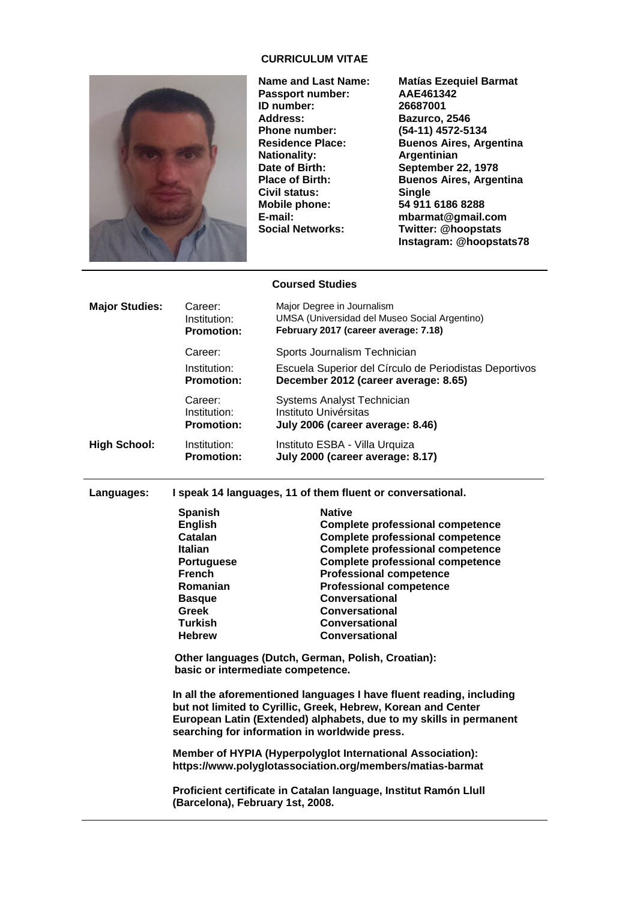# CURRICULUM VITAE

**Name and Last Name:** **Matías Ezequiel Barmat**
**Passport number:** **AAE461342**
**ID number:** **26687001**
**Address:** **Bazurco, 2546**
**Phone number:** **(54-11) 4572-5134**
**Residence Place:** **Buenos Aires, Argentina**
**Nationality:** **Argentinian**
**Date of Birth:** **September 22, 1978**
**Place of Birth:** **Buenos Aires, Argentina**
**Civil status:** **Single**
**Mobile phone:** **54 911 6186 8288**
**E-mail:** **mbarmat@gmail.com**
**Social Networks:** **Twitter: @hoopstats**
**Instagram: @hoopstats78**

## Coursed Studies

**Major Studies:**

Career: Major Degree in Journalism
Institution: UMSA (Universidad del Museo Social Argentino)
**Promotion:** **February 2017 (career average: 7.18)**

Career: Sports Journalism Technician
Institution: Escuela Superior del Círculo de Periodistas Deportivos
**Promotion:** **December 2012 (career average: 8.65)**

Career: Systems Analyst Technician
Institution: Instituto Univérsitas
**Promotion:** **July 2006 (career average: 8.46)**

**High School:**

Institution: Instituto ESBA - Villa Urquiza
**Promotion:** **July 2000 (career average: 8.17)**

**Languages:** **I speak 14 languages, 11 of them fluent or conversational.**

| Language | Level |
|---|---|
| **Spanish** | **Native** |
| **English** | **Complete professional competence** |
| **Catalan** | **Complete professional competence** |
| **Italian** | **Complete professional competence** |
| **Portuguese** | **Complete professional competence** |
| **French** | **Professional competence** |
| **Romanian** | **Professional competence** |
| **Basque** | **Conversational** |
| **Greek** | **Conversational** |
| **Turkish** | **Conversational** |
| **Hebrew** | **Conversational** |

**Other languages (Dutch, German, Polish, Croatian): basic or intermediate competence.**

**In all the aforementioned languages I have fluent reading, including but not limited to Cyrillic, Greek, Hebrew, Korean and Center European Latin (Extended) alphabets, due to my skills in permanent searching for information in worldwide press.**

**Member of HYPIA (Hyperpolyglot International Association): https://www.polyglotassociation.org/members/matias-barmat**

**Proficient certificate in Catalan language, Institut Ramón Llull (Barcelona), February 1st, 2008.**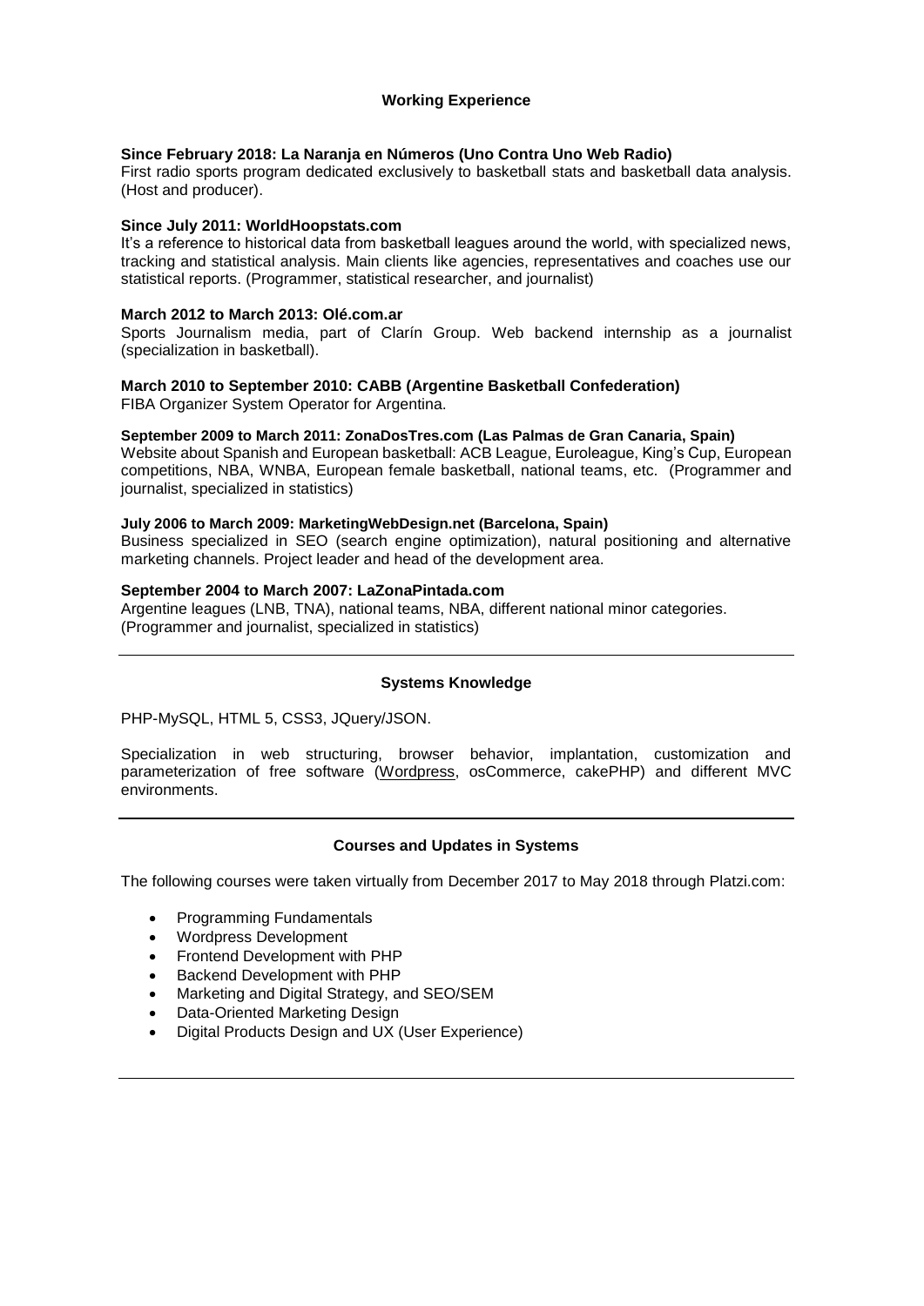## Working Experience

**Since February 2018: La Naranja en Números (Uno Contra Uno Web Radio)**
First radio sports program dedicated exclusively to basketball stats and basketball data analysis. (Host and producer).

**Since July 2011: WorldHoopstats.com**
It's a reference to historical data from basketball leagues around the world, with specialized news, tracking and statistical analysis. Main clients like agencies, representatives and coaches use our statistical reports. (Programmer, statistical researcher, and journalist)

**March 2012 to March 2013: Olé.com.ar**
Sports Journalism media, part of Clarín Group. Web backend internship as a journalist (specialization in basketball).

**March 2010 to September 2010: CABB (Argentine Basketball Confederation)**
FIBA Organizer System Operator for Argentina.

**September 2009 to March 2011: ZonaDosTres.com (Las Palmas de Gran Canaria, Spain)**
Website about Spanish and European basketball: ACB League, Euroleague, King's Cup, European competitions, NBA, WNBA, European female basketball, national teams, etc. (Programmer and journalist, specialized in statistics)

**July 2006 to March 2009: MarketingWebDesign.net (Barcelona, Spain)**
Business specialized in SEO (search engine optimization), natural positioning and alternative marketing channels. Project leader and head of the development area.

**September 2004 to March 2007: LaZonaPintada.com**
Argentine leagues (LNB, TNA), national teams, NBA, different national minor categories. (Programmer and journalist, specialized in statistics)

---

## Systems Knowledge

PHP-MySQL, HTML 5, CSS3, JQuery/JSON.

Specialization in web structuring, browser behavior, implantation, customization and parameterization of free software (Wordpress, osCommerce, cakePHP) and different MVC environments.

---

## Courses and Updates in Systems

The following courses were taken virtually from December 2017 to May 2018 through Platzi.com:

- Programming Fundamentals
- Wordpress Development
- Frontend Development with PHP
- Backend Development with PHP
- Marketing and Digital Strategy, and SEO/SEM
- Data-Oriented Marketing Design
- Digital Products Design and UX (User Experience)

---